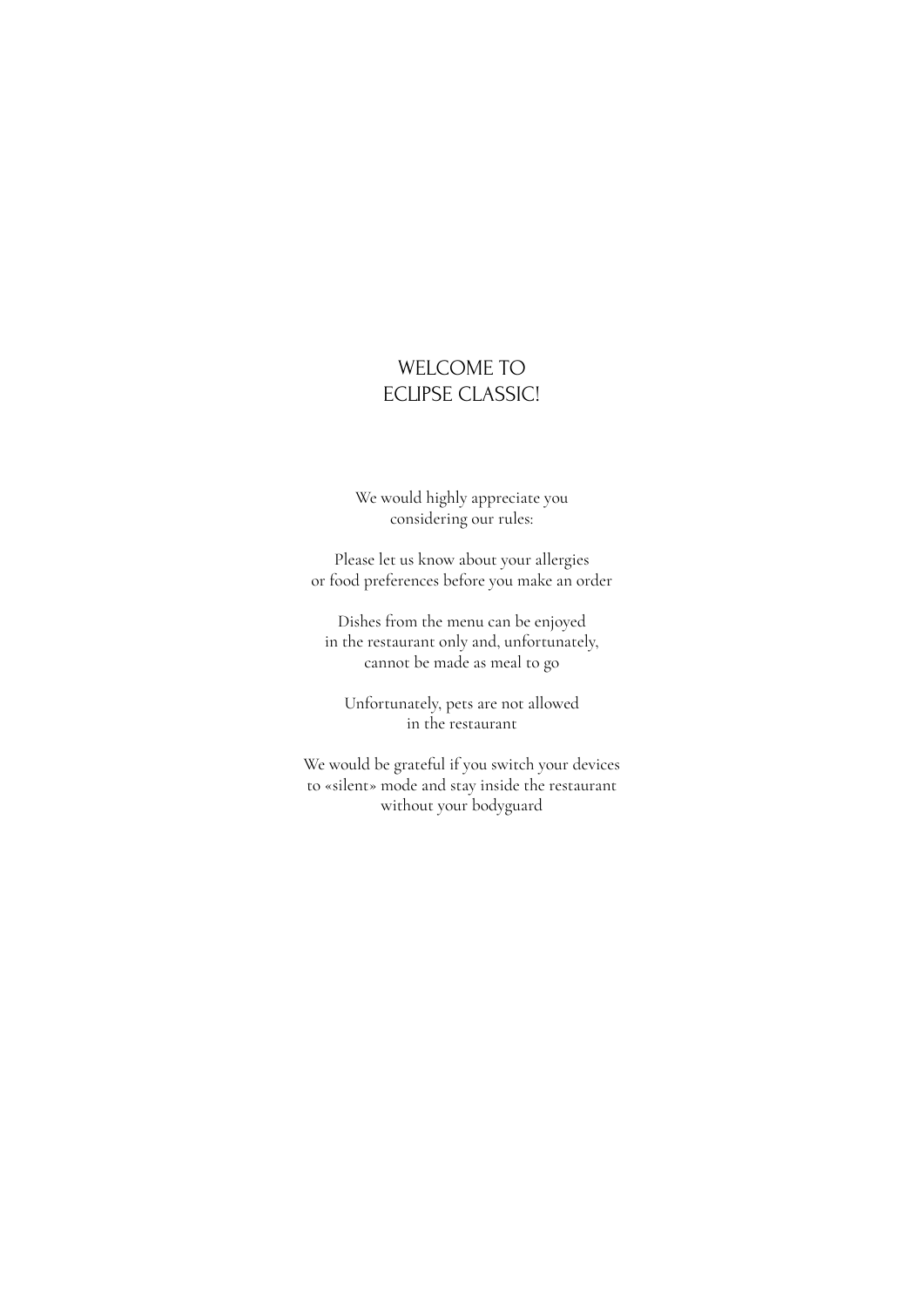# WELCOME TO ECLIPSE CLASSIC!

We would highly appreciate you considering our rules:

Please let us know about your allergies or food preferences before you make an order

Dishes from the menu can be enjoyed in the restaurant only and, unfortunately, cannot be made as meal to go

Unfortunately, pets are not allowed in the restaurant

We would be grateful if you switch your devices to «silent» mode and stay inside the restaurant without your bodyguard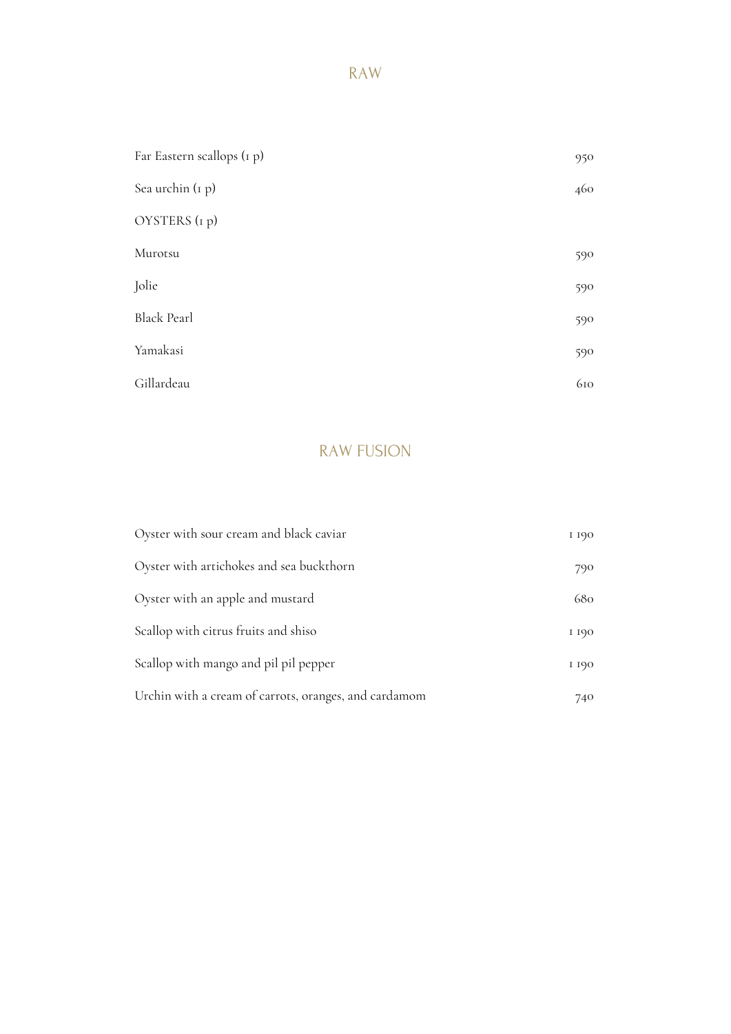## RAW

| | |
|---|---|
| Far Eastern scallops (1 p) | 950 |
| Sea urchin (1 p) | 460 |
| OYSTERS (1 p) | |
| Murotsu | 590 |
| Jolie | 590 |
| Black Pearl | 590 |
| Yamakasi | 590 |
| Gillardeau | 610 |

## RAW FUSION

| | |
|---|---|
| Oyster with sour cream and black caviar | 1 190 |
| Oyster with artichokes and sea buckthorn | 790 |
| Oyster with an apple and mustard | 680 |
| Scallop with citrus fruits and shiso | 1 190 |
| Scallop with mango and pil pil pepper | 1 190 |
| Urchin with a cream of carrots, oranges, and cardamom | 740 |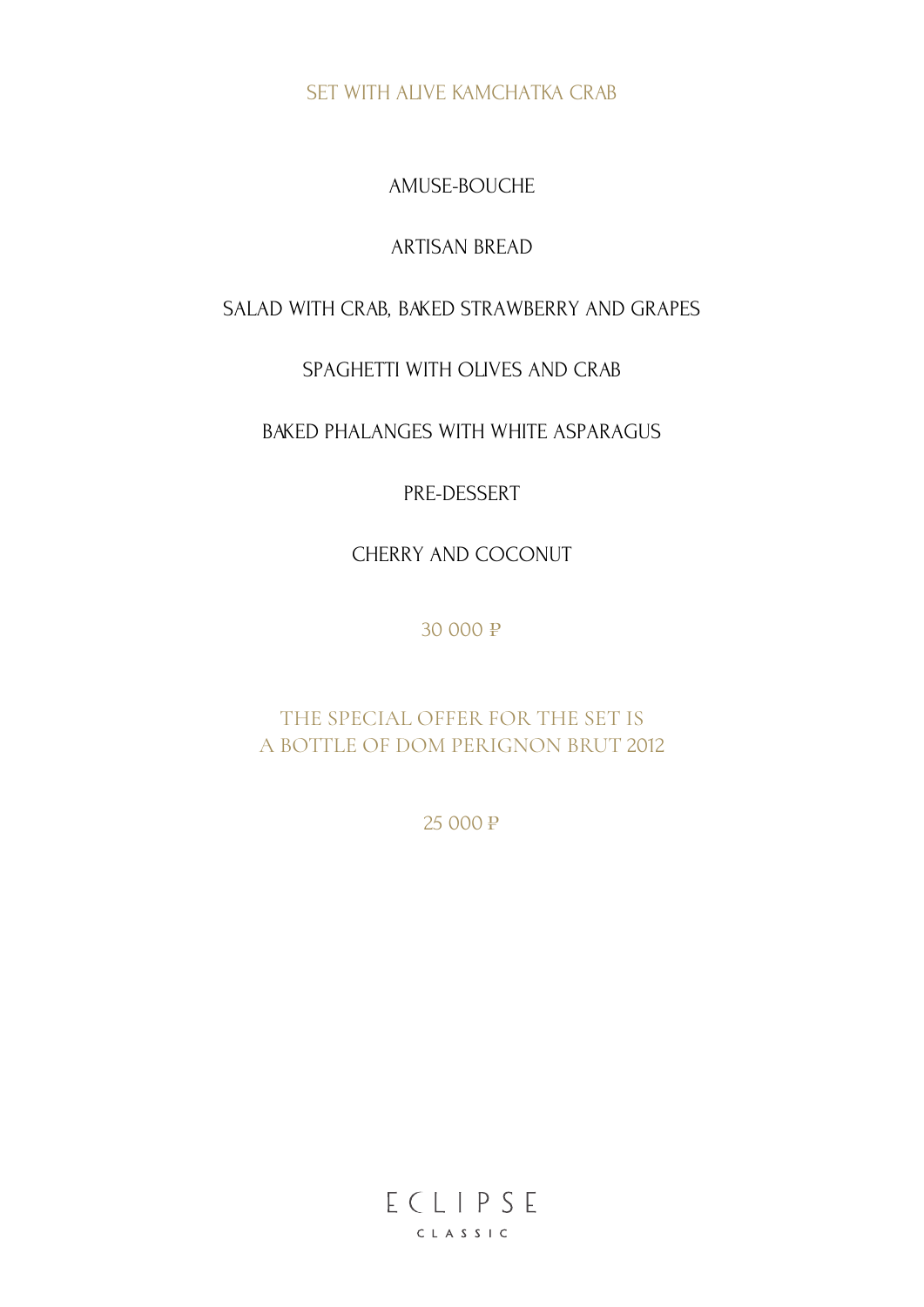# SET WITH ALIVE KAMCHATKA CRAB

AMUSE-BOUCHE

ARTISAN BREAD

SALAD WITH CRAB, BAKED STRAWBERRY AND GRAPES

SPAGHETTI WITH OLIVES AND CRAB

BAKED PHALANGES WITH WHITE ASPARAGUS

PRE-DESSERT

CHERRY AND COCONUT

30 000 ₽

THE SPECIAL OFFER FOR THE SET IS
A BOTTLE OF DOM PERIGNON BRUT 2012

25 000 ₽

ECLIPSE
CLASSIC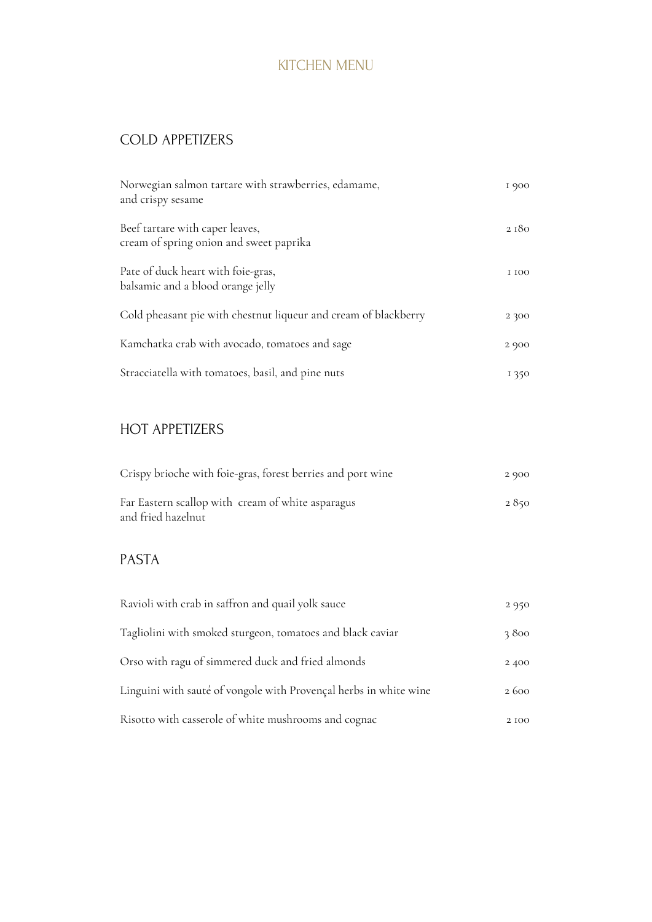# KITCHEN MENU

## COLD APPETIZERS

| | |
|---|---|
| Norwegian salmon tartare with strawberries, edamame, and crispy sesame | 1 900 |
| Beef tartare with caper leaves, cream of spring onion and sweet paprika | 2 180 |
| Pate of duck heart with foie-gras, balsamic and a blood orange jelly | 1 100 |
| Cold pheasant pie with chestnut liqueur and cream of blackberry | 2 300 |
| Kamchatka crab with avocado, tomatoes and sage | 2 900 |
| Stracciatella with tomatoes, basil, and pine nuts | 1 350 |

## HOT APPETIZERS

| | |
|---|---|
| Crispy brioche with foie-gras, forest berries and port wine | 2 900 |
| Far Eastern scallop with cream of white asparagus and fried hazelnut | 2 850 |

## PASTA

| | |
|---|---|
| Ravioli with crab in saffron and quail yolk sauce | 2 950 |
| Tagliolini with smoked sturgeon, tomatoes and black caviar | 3 800 |
| Orso with ragu of simmered duck and fried almonds | 2 400 |
| Linguini with sauté of vongole with Provençal herbs in white wine | 2 600 |
| Risotto with casserole of white mushrooms and cognac | 2 100 |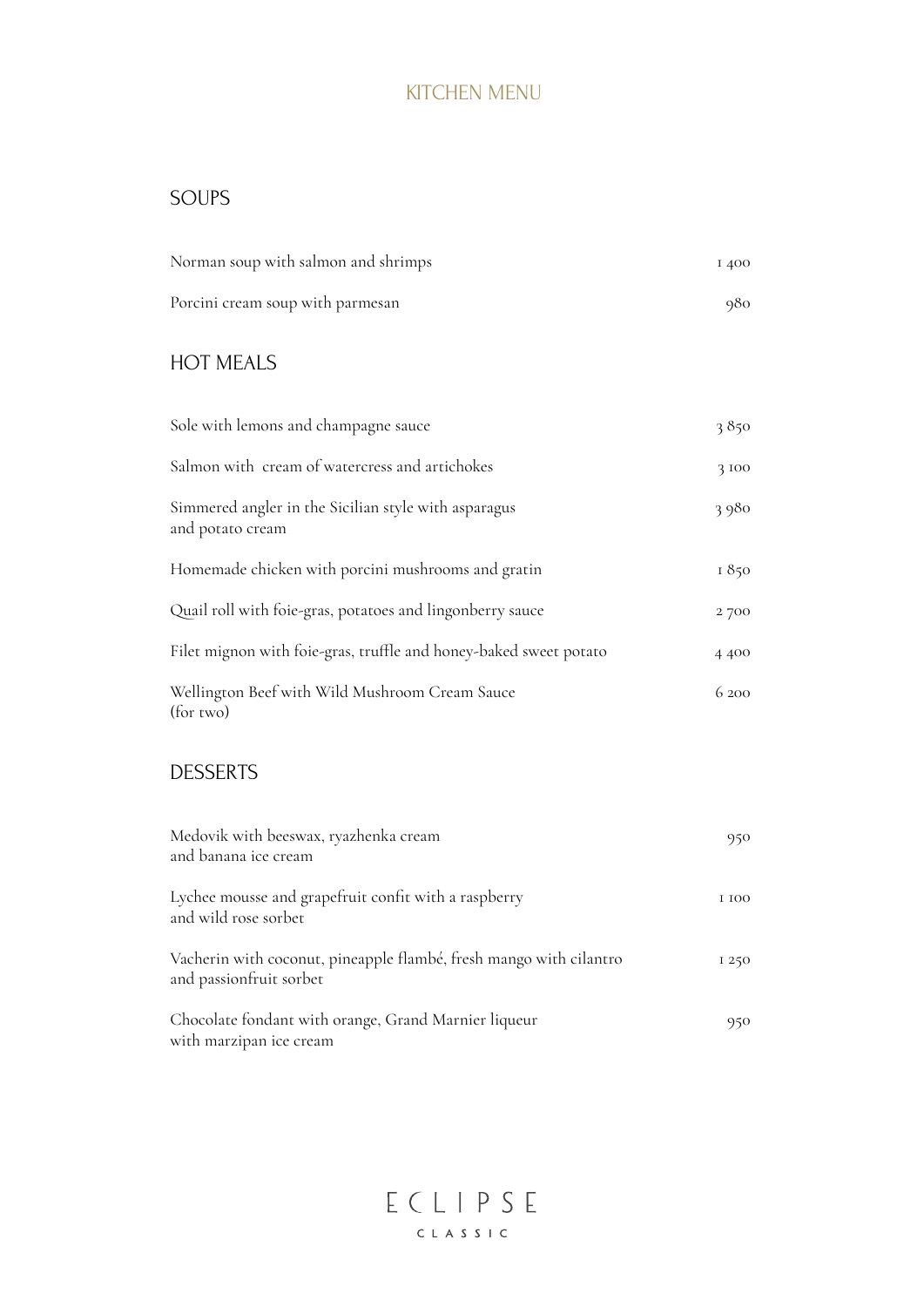# KITCHEN MENU

## SOUPS

| | |
|---|---|
| Norman soup with salmon and shrimps | 1 400 |
| Porcini cream soup with parmesan | 980 |

## HOT MEALS

| | |
|---|---|
| Sole with lemons and champagne sauce | 3 850 |
| Salmon with cream of watercress and artichokes | 3 100 |
| Simmered angler in the Sicilian style with asparagus and potato cream | 3 980 |
| Homemade chicken with porcini mushrooms and gratin | 1 850 |
| Quail roll with foie-gras, potatoes and lingonberry sauce | 2 700 |
| Filet mignon with foie-gras, truffle and honey-baked sweet potato | 4 400 |
| Wellington Beef with Wild Mushroom Cream Sauce (for two) | 6 200 |

## DESSERTS

| | |
|---|---|
| Medovik with beeswax, ryazhenka cream and banana ice cream | 950 |
| Lychee mousse and grapefruit confit with a raspberry and wild rose sorbet | 1 100 |
| Vacherin with coconut, pineapple flambé, fresh mango with cilantro and passionfruit sorbet | 1 250 |
| Chocolate fondant with orange, Grand Marnier liqueur with marzipan ice cream | 950 |

ECLIPSE
CLASSIC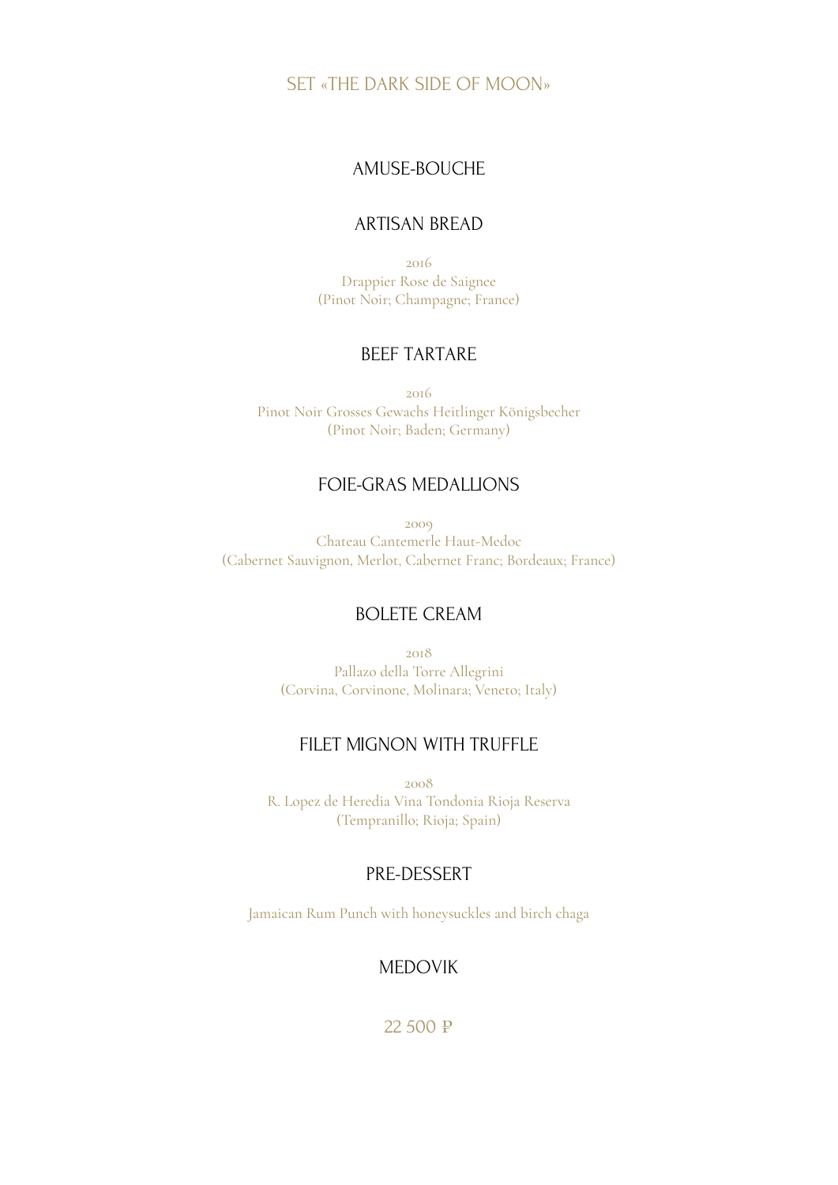# SET «THE DARK SIDE OF MOON»

## AMUSE-BOUCHE

## ARTISAN BREAD

2016
Drappier Rose de Saignee
(Pinot Noir; Champagne; France)

## BEEF TARTARE

2016
Pinot Noir Grosses Gewachs Heitlinger Königsbecher
(Pinot Noir; Baden; Germany)

## FOIE-GRAS MEDALLIONS

2009
Chateau Cantemerle Haut-Medoc
(Cabernet Sauvignon, Merlot, Cabernet Franc; Bordeaux; France)

## BOLETE CREAM

2018
Pallazo della Torre Allegrini
(Corvina, Corvinone, Molinara; Veneto; Italy)

## FILET MIGNON WITH TRUFFLE

2008
R. Lopez de Heredia Vina Tondonia Rioja Reserva
(Tempranillo; Rioja; Spain)

## PRE-DESSERT

Jamaican Rum Punch with honeysuckles and birch chaga

## MEDOVIK

22 500 ₽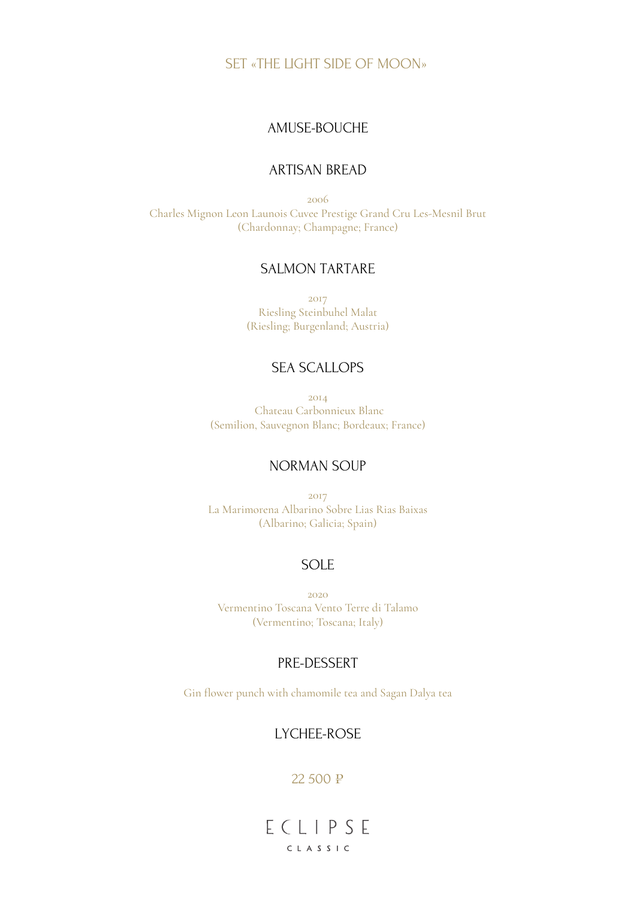# SET «THE LIGHT SIDE OF MOON»

## AMUSE-BOUCHE

## ARTISAN BREAD

2006
Charles Mignon Leon Launois Cuvee Prestige Grand Cru Les-Mesnil Brut
(Chardonnay; Champagne; France)

## SALMON TARTARE

2017
Riesling Steinbuhel Malat
(Riesling; Burgenland; Austria)

## SEA SCALLOPS

2014
Chateau Carbonnieux Blanc
(Semilion, Sauvegnon Blanc; Bordeaux; France)

## NORMAN SOUP

2017
La Marimorena Albarino Sobre Lias Rias Baixas
(Albarino; Galicia; Spain)

## SOLE

2020
Vermentino Toscana Vento Terre di Talamo
(Vermentino; Toscana; Italy)

## PRE-DESSERT

Gin flower punch with chamomile tea and Sagan Dalya tea

## LYCHEE-ROSE

22 500 ₽

ECLIPSE
CLASSIC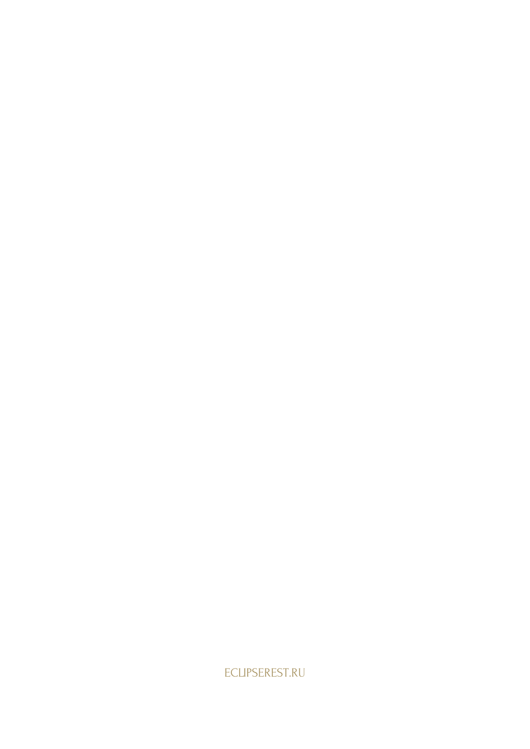ECLIPSEREST.RU